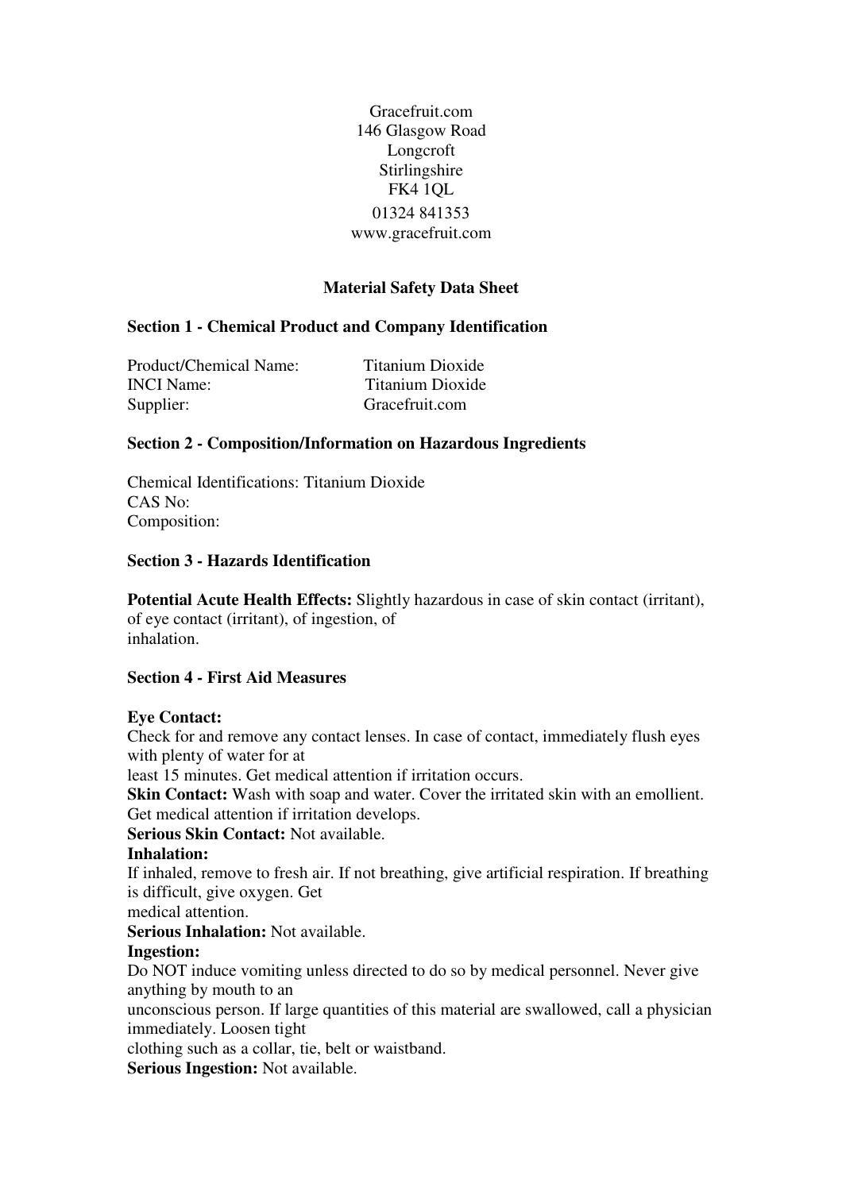Gracefruit.com
146 Glasgow Road
Longcroft
Stirlingshire
FK4 1QL
01324 841353
www.gracefruit.com

# Material Safety Data Sheet

## Section 1 - Chemical Product and Company Identification

| | |
|---|---|
| Product/Chemical Name: | Titanium Dioxide |
| INCI Name: | Titanium Dioxide |
| Supplier: | Gracefruit.com |

## Section 2 - Composition/Information on Hazardous Ingredients

Chemical Identifications: Titanium Dioxide
CAS No:
Composition:

## Section 3 - Hazards Identification

**Potential Acute Health Effects:** Slightly hazardous in case of skin contact (irritant), of eye contact (irritant), of ingestion, of inhalation.

## Section 4 - First Aid Measures

**Eye Contact:**
Check for and remove any contact lenses. In case of contact, immediately flush eyes with plenty of water for at least 15 minutes. Get medical attention if irritation occurs.

**Skin Contact:** Wash with soap and water. Cover the irritated skin with an emollient. Get medical attention if irritation develops.

**Serious Skin Contact:** Not available.

**Inhalation:**
If inhaled, remove to fresh air. If not breathing, give artificial respiration. If breathing is difficult, give oxygen. Get medical attention.

**Serious Inhalation:** Not available.

**Ingestion:**
Do NOT induce vomiting unless directed to do so by medical personnel. Never give anything by mouth to an unconscious person. If large quantities of this material are swallowed, call a physician immediately. Loosen tight clothing such as a collar, tie, belt or waistband.

**Serious Ingestion:** Not available.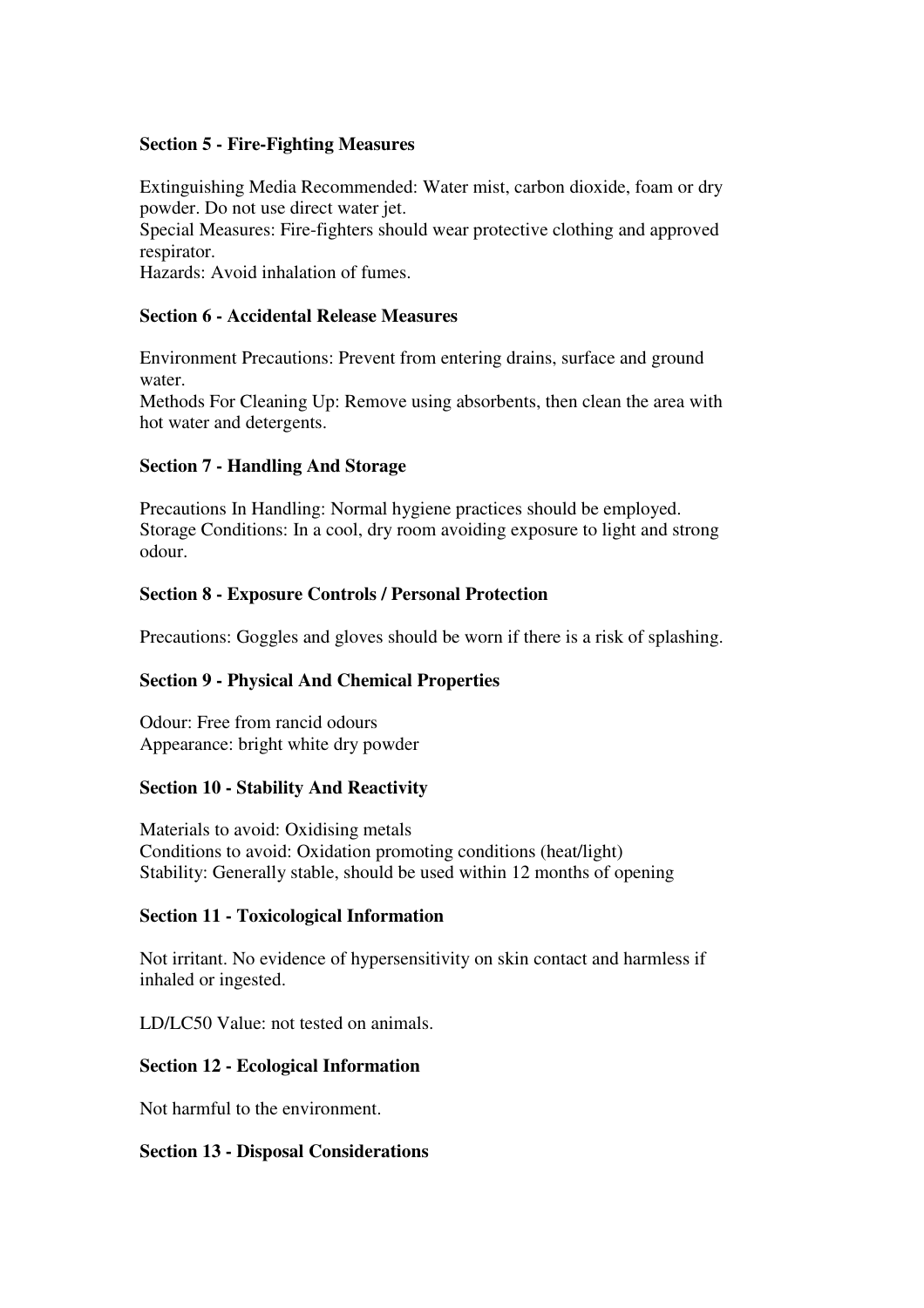## Section 5 - Fire-Fighting Measures

Extinguishing Media Recommended: Water mist, carbon dioxide, foam or dry powder. Do not use direct water jet.
Special Measures: Fire-fighters should wear protective clothing and approved respirator.
Hazards: Avoid inhalation of fumes.

## Section 6 - Accidental Release Measures

Environment Precautions: Prevent from entering drains, surface and ground water.
Methods For Cleaning Up: Remove using absorbents, then clean the area with hot water and detergents.

## Section 7 - Handling And Storage

Precautions In Handling: Normal hygiene practices should be employed.
Storage Conditions: In a cool, dry room avoiding exposure to light and strong odour.

## Section 8 - Exposure Controls / Personal Protection

Precautions: Goggles and gloves should be worn if there is a risk of splashing.

## Section 9 - Physical And Chemical Properties

Odour: Free from rancid odours
Appearance: bright white dry powder

## Section 10 - Stability And Reactivity

Materials to avoid: Oxidising metals
Conditions to avoid: Oxidation promoting conditions (heat/light)
Stability: Generally stable, should be used within 12 months of opening

## Section 11 - Toxicological Information

Not irritant. No evidence of hypersensitivity on skin contact and harmless if inhaled or ingested.

LD/LC50 Value: not tested on animals.

## Section 12 - Ecological Information

Not harmful to the environment.

## Section 13 - Disposal Considerations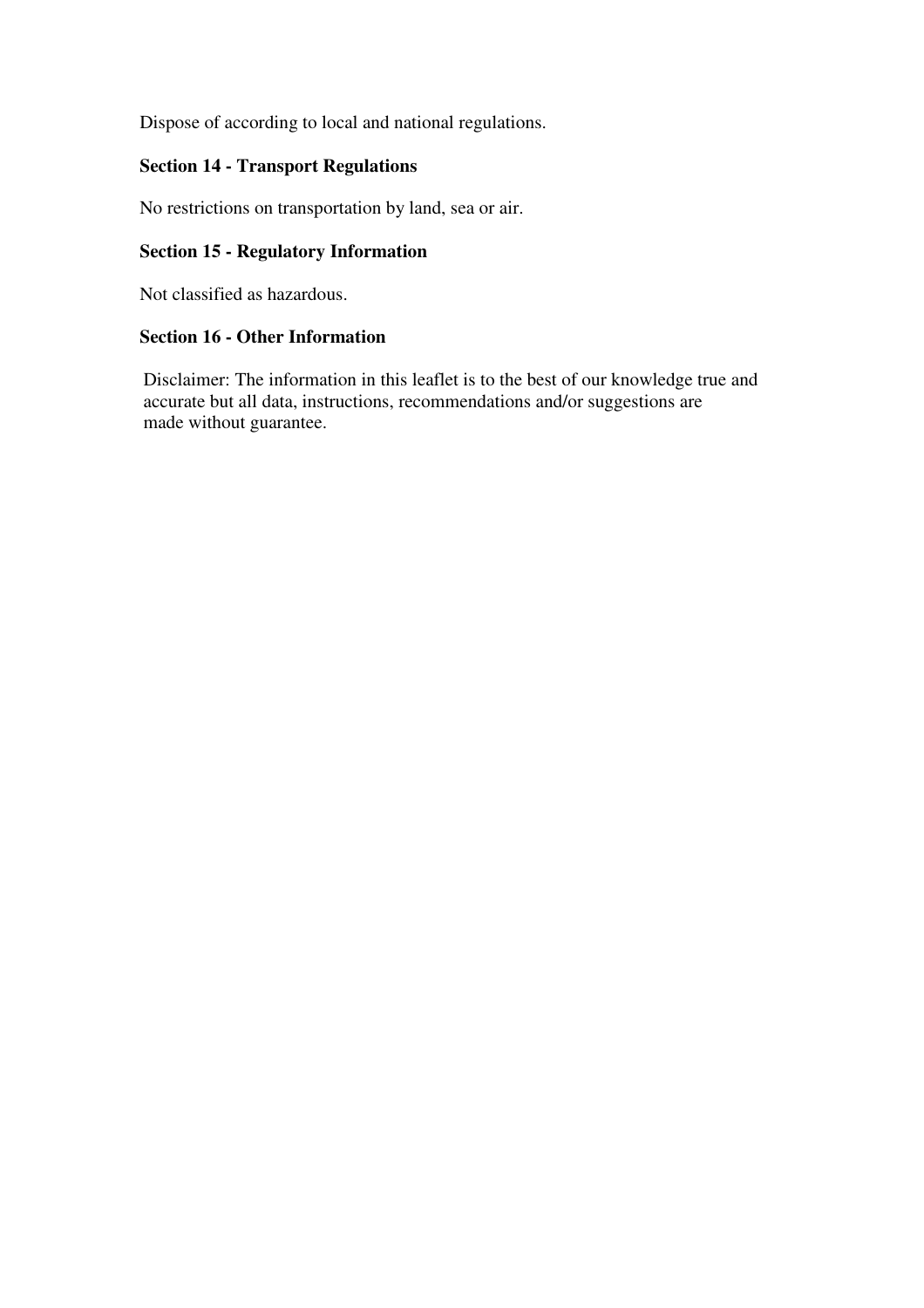Dispose of according to local and national regulations.

## Section 14 - Transport Regulations

No restrictions on transportation by land, sea or air.

## Section 15 - Regulatory Information

Not classified as hazardous.

## Section 16 - Other Information

Disclaimer: The information in this leaflet is to the best of our knowledge true and accurate but all data, instructions, recommendations and/or suggestions are made without guarantee.